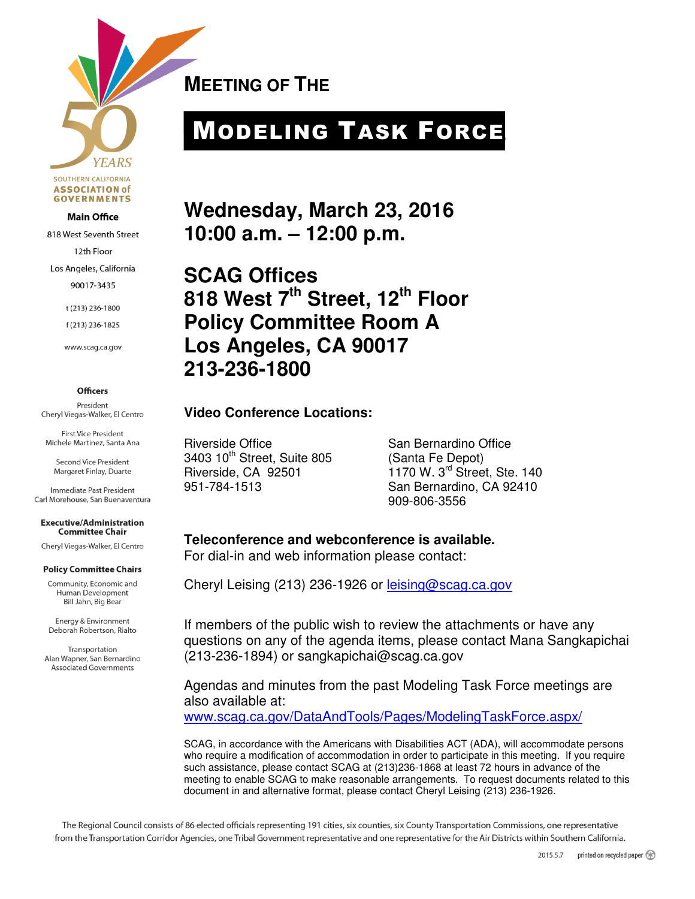# MEETING OF THE

# MODELING TASK FORCE

**Wednesday, March 23, 2016**
**10:00 a.m. – 12:00 p.m.**

**SCAG Offices**
**818 West 7th Street, 12th Floor**
**Policy Committee Room A**
**Los Angeles, CA 90017**
**213-236-1800**

**Video Conference Locations:**

Riverside Office
3403 10th Street, Suite 805
Riverside, CA 92501
951-784-1513

San Bernardino Office
(Santa Fe Depot)
1170 W. 3rd Street, Ste. 140
San Bernardino, CA 92410
909-806-3556

**Teleconference and webconference is available.**
For dial-in and web information please contact:

Cheryl Leising (213) 236-1926 or leising@scag.ca.gov

If members of the public wish to review the attachments or have any questions on any of the agenda items, please contact Mana Sangkapichai (213-236-1894) or sangkapichai@scag.ca.gov

Agendas and minutes from the past Modeling Task Force meetings are also available at:
www.scag.ca.gov/DataAndTools/Pages/ModelingTaskForce.aspx/

SCAG, in accordance with the Americans with Disabilities ACT (ADA), will accommodate persons who require a modification of accommodation in order to participate in this meeting. If you require such assistance, please contact SCAG at (213)236-1868 at least 72 hours in advance of the meeting to enable SCAG to make reasonable arrangements. To request documents related to this document in and alternative format, please contact Cheryl Leising (213) 236-1926.

50 YEARS
SOUTHERN CALIFORNIA ASSOCIATION of GOVERNMENTS

**Main Office**
818 West Seventh Street
12th Floor
Los Angeles, California
90017-3435

t (213) 236-1800
f (213) 236-1825

www.scag.ca.gov

**Officers**

President
Cheryl Viegas-Walker, El Centro

First Vice President
Michele Martinez, Santa Ana

Second Vice President
Margaret Finlay, Duarte

Immediate Past President
Carl Morehouse, San Buenaventura

**Executive/Administration Committee Chair**
Cheryl Viegas-Walker, El Centro

**Policy Committee Chairs**

Community, Economic and Human Development
Bill Jahn, Big Bear

Energy & Environment
Deborah Robertson, Rialto

Transportation
Alan Wapner, San Bernardino Associated Governments

The Regional Council consists of 86 elected officials representing 191 cities, six counties, six County Transportation Commissions, one representative from the Transportation Corridor Agencies, one Tribal Government representative and one representative for the Air Districts within Southern California.

2015.5.7 printed on recycled paper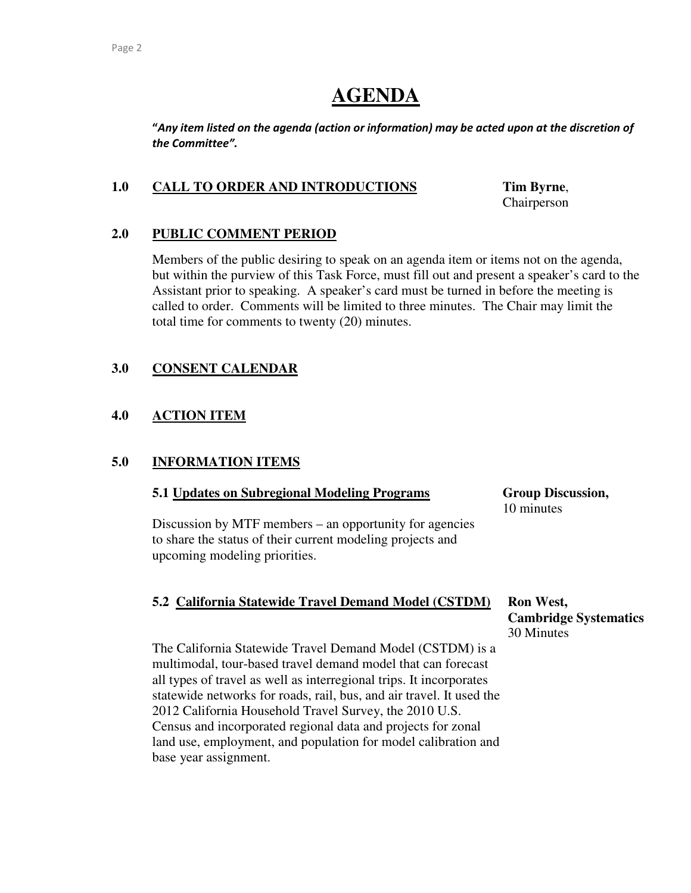# AGENDA

***"Any item listed on the agenda (action or information) may be acted upon at the discretion of the Committee".***

## 1.0 CALL TO ORDER AND INTRODUCTIONS

**Tim Byrne**, Chairperson

## 2.0 PUBLIC COMMENT PERIOD

Members of the public desiring to speak on an agenda item or items not on the agenda, but within the purview of this Task Force, must fill out and present a speaker's card to the Assistant prior to speaking. A speaker's card must be turned in before the meeting is called to order. Comments will be limited to three minutes. The Chair may limit the total time for comments to twenty (20) minutes.

## 3.0 CONSENT CALENDAR

## 4.0 ACTION ITEM

## 5.0 INFORMATION ITEMS

### 5.1 Updates on Subregional Modeling Programs

**Group Discussion,** 10 minutes

Discussion by MTF members – an opportunity for agencies to share the status of their current modeling projects and upcoming modeling priorities.

### 5.2 California Statewide Travel Demand Model (CSTDM)

**Ron West, Cambridge Systematics** 30 Minutes

The California Statewide Travel Demand Model (CSTDM) is a multimodal, tour-based travel demand model that can forecast all types of travel as well as interregional trips. It incorporates statewide networks for roads, rail, bus, and air travel. It used the 2012 California Household Travel Survey, the 2010 U.S. Census and incorporated regional data and projects for zonal land use, employment, and population for model calibration and base year assignment.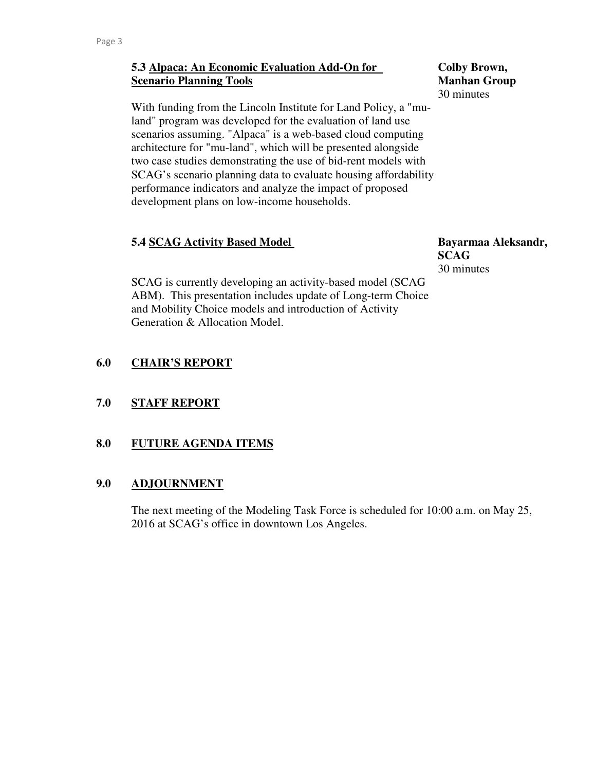**5.3 Alpaca: An Economic Evaluation Add-On for Scenario Planning Tools**

**Colby Brown, Manhan Group**
30 minutes

With funding from the Lincoln Institute for Land Policy, a "mu-land" program was developed for the evaluation of land use scenarios assuming. "Alpaca" is a web-based cloud computing architecture for "mu-land", which will be presented alongside two case studies demonstrating the use of bid-rent models with SCAG's scenario planning data to evaluate housing affordability performance indicators and analyze the impact of proposed development plans on low-income households.

**5.4 SCAG Activity Based Model**

**Bayarmaa Aleksandr, SCAG**
30 minutes

SCAG is currently developing an activity-based model (SCAG ABM). This presentation includes update of Long-term Choice and Mobility Choice models and introduction of Activity Generation & Allocation Model.

## 6.0 CHAIR'S REPORT

## 7.0 STAFF REPORT

## 8.0 FUTURE AGENDA ITEMS

## 9.0 ADJOURNMENT

The next meeting of the Modeling Task Force is scheduled for 10:00 a.m. on May 25, 2016 at SCAG's office in downtown Los Angeles.